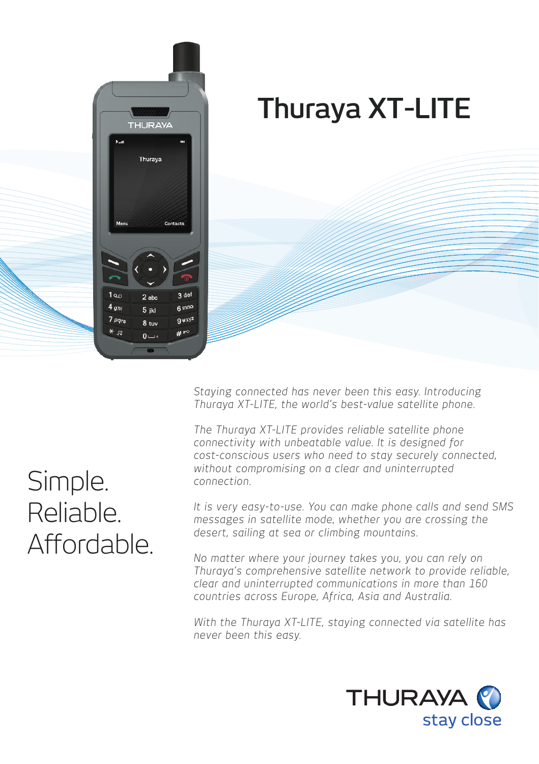# Thuraya XT-LITE

Simple.
Reliable.
Affordable.

*Staying connected has never been this easy. Introducing Thuraya XT-LITE, the world's best-value satellite phone.*

*The Thuraya XT-LITE provides reliable satellite phone connectivity with unbeatable value. It is designed for cost-conscious users who need to stay securely connected, without compromising on a clear and uninterrupted connection.*

*It is very easy-to-use. You can make phone calls and send SMS messages in satellite mode, whether you are crossing the desert, sailing at sea or climbing mountains.*

*No matter where your journey takes you, you can rely on Thuraya's comprehensive satellite network to provide reliable, clear and uninterrupted communications in more than 160 countries across Europe, Africa, Asia and Australia.*

*With the Thuraya XT-LITE, staying connected via satellite has never been this easy.*

THURAYA
stay close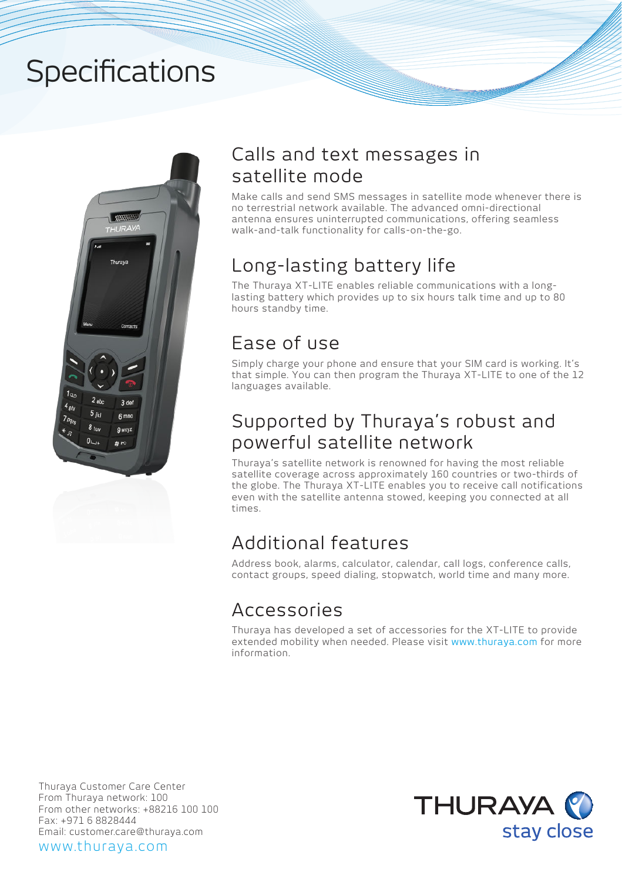# Specifications

## Calls and text messages in satellite mode

Make calls and send SMS messages in satellite mode whenever there is no terrestrial network available. The advanced omni-directional antenna ensures uninterrupted communications, offering seamless walk-and-talk functionality for calls-on-the-go.

## Long-lasting battery life

The Thuraya XT-LITE enables reliable communications with a long-lasting battery which provides up to six hours talk time and up to 80 hours standby time.

## Ease of use

Simply charge your phone and ensure that your SIM card is working. It's that simple. You can then program the Thuraya XT-LITE to one of the 12 languages available.

## Supported by Thuraya's robust and powerful satellite network

Thuraya's satellite network is renowned for having the most reliable satellite coverage across approximately 160 countries or two-thirds of the globe. The Thuraya XT-LITE enables you to receive call notifications even with the satellite antenna stowed, keeping you connected at all times.

## Additional features

Address book, alarms, calculator, calendar, call logs, conference calls, contact groups, speed dialing, stopwatch, world time and many more.

## Accessories

Thuraya has developed a set of accessories for the XT-LITE to provide extended mobility when needed. Please visit www.thuraya.com for more information.

Thuraya Customer Care Center
From Thuraya network: 100
From other networks: +88216 100 100
Fax: +971 6 8828444
Email: customer.care@thuraya.com
www.thuraya.com

THURAYA
stay close